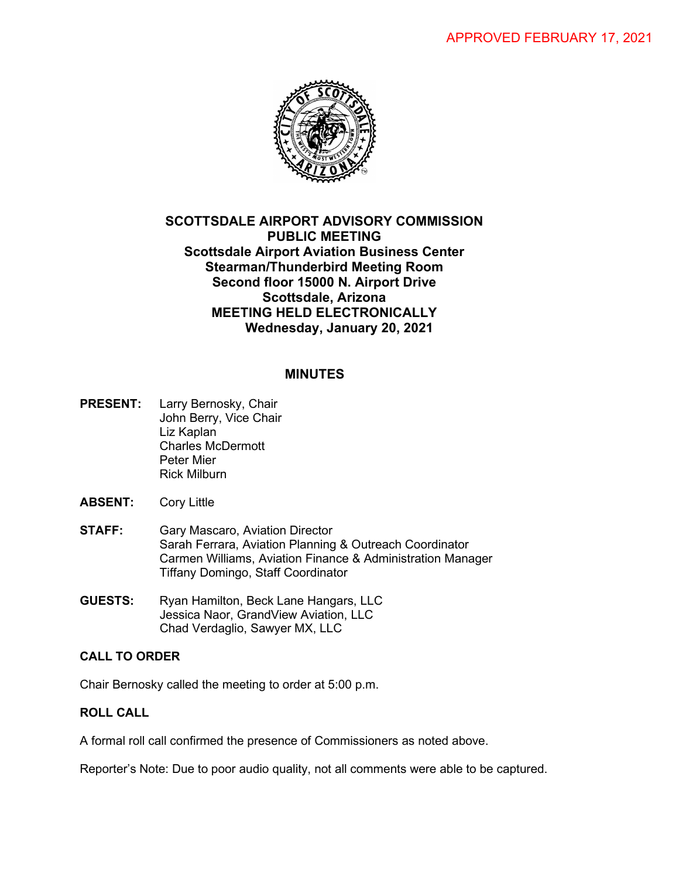APPROVED FEBRUARY 17, 2021

# SCOTTSDALE AIRPORT ADVISORY COMMISSION
## PUBLIC MEETING
**Scottsdale Airport Aviation Business Center**
**Stearman/Thunderbird Meeting Room**
**Second floor 15000 N. Airport Drive**
**Scottsdale, Arizona**
**MEETING HELD ELECTRONICALLY**
**Wednesday, January 20, 2021**

## MINUTES

**PRESENT:** Larry Bernosky, Chair
John Berry, Vice Chair
Liz Kaplan
Charles McDermott
Peter Mier
Rick Milburn

**ABSENT:** Cory Little

**STAFF:** Gary Mascaro, Aviation Director
Sarah Ferrara, Aviation Planning & Outreach Coordinator
Carmen Williams, Aviation Finance & Administration Manager
Tiffany Domingo, Staff Coordinator

**GUESTS:** Ryan Hamilton, Beck Lane Hangars, LLC
Jessica Naor, GrandView Aviation, LLC
Chad Verdaglio, Sawyer MX, LLC

### CALL TO ORDER

Chair Bernosky called the meeting to order at 5:00 p.m.

### ROLL CALL

A formal roll call confirmed the presence of Commissioners as noted above.

Reporter's Note: Due to poor audio quality, not all comments were able to be captured.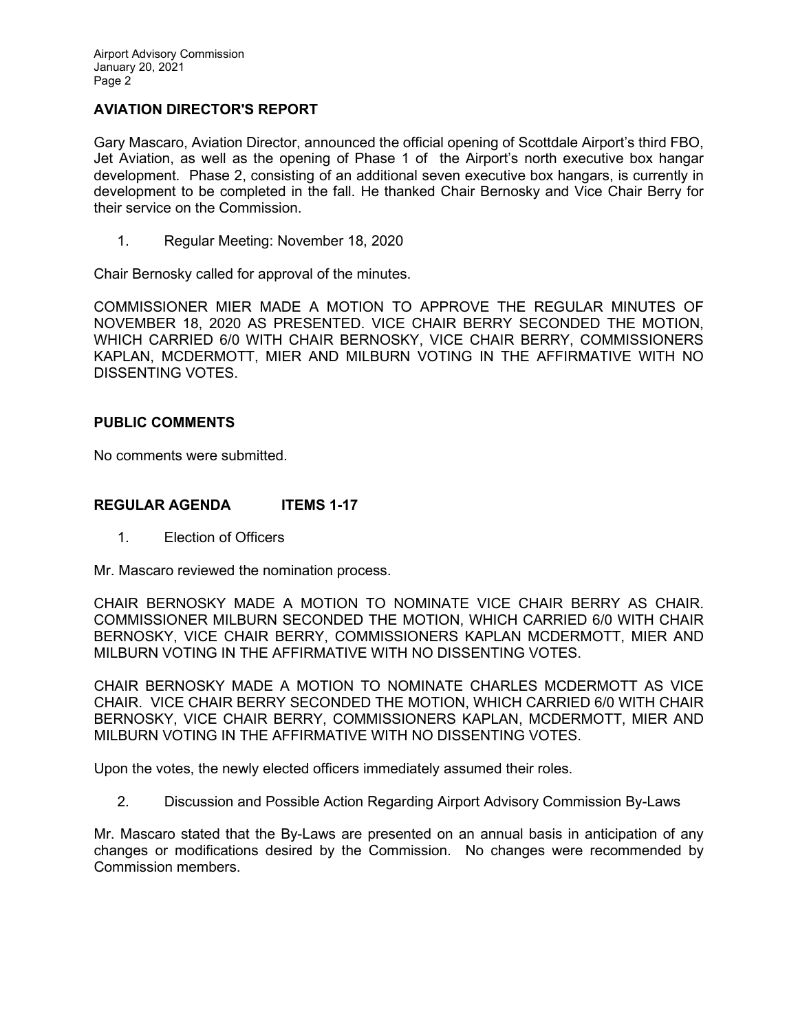## AVIATION DIRECTOR'S REPORT

Gary Mascaro, Aviation Director, announced the official opening of Scottdale Airport's third FBO, Jet Aviation, as well as the opening of Phase 1 of the Airport's north executive box hangar development. Phase 2, consisting of an additional seven executive box hangars, is currently in development to be completed in the fall. He thanked Chair Bernosky and Vice Chair Berry for their service on the Commission.

1. Regular Meeting: November 18, 2020

Chair Bernosky called for approval of the minutes.

COMMISSIONER MIER MADE A MOTION TO APPROVE THE REGULAR MINUTES OF NOVEMBER 18, 2020 AS PRESENTED. VICE CHAIR BERRY SECONDED THE MOTION, WHICH CARRIED 6/0 WITH CHAIR BERNOSKY, VICE CHAIR BERRY, COMMISSIONERS KAPLAN, MCDERMOTT, MIER AND MILBURN VOTING IN THE AFFIRMATIVE WITH NO DISSENTING VOTES.

## PUBLIC COMMENTS

No comments were submitted.

## REGULAR AGENDA ITEMS 1-17

1. Election of Officers

Mr. Mascaro reviewed the nomination process.

CHAIR BERNOSKY MADE A MOTION TO NOMINATE VICE CHAIR BERRY AS CHAIR. COMMISSIONER MILBURN SECONDED THE MOTION, WHICH CARRIED 6/0 WITH CHAIR BERNOSKY, VICE CHAIR BERRY, COMMISSIONERS KAPLAN MCDERMOTT, MIER AND MILBURN VOTING IN THE AFFIRMATIVE WITH NO DISSENTING VOTES.

CHAIR BERNOSKY MADE A MOTION TO NOMINATE CHARLES MCDERMOTT AS VICE CHAIR. VICE CHAIR BERRY SECONDED THE MOTION, WHICH CARRIED 6/0 WITH CHAIR BERNOSKY, VICE CHAIR BERRY, COMMISSIONERS KAPLAN, MCDERMOTT, MIER AND MILBURN VOTING IN THE AFFIRMATIVE WITH NO DISSENTING VOTES.

Upon the votes, the newly elected officers immediately assumed their roles.

2. Discussion and Possible Action Regarding Airport Advisory Commission By-Laws

Mr. Mascaro stated that the By-Laws are presented on an annual basis in anticipation of any changes or modifications desired by the Commission. No changes were recommended by Commission members.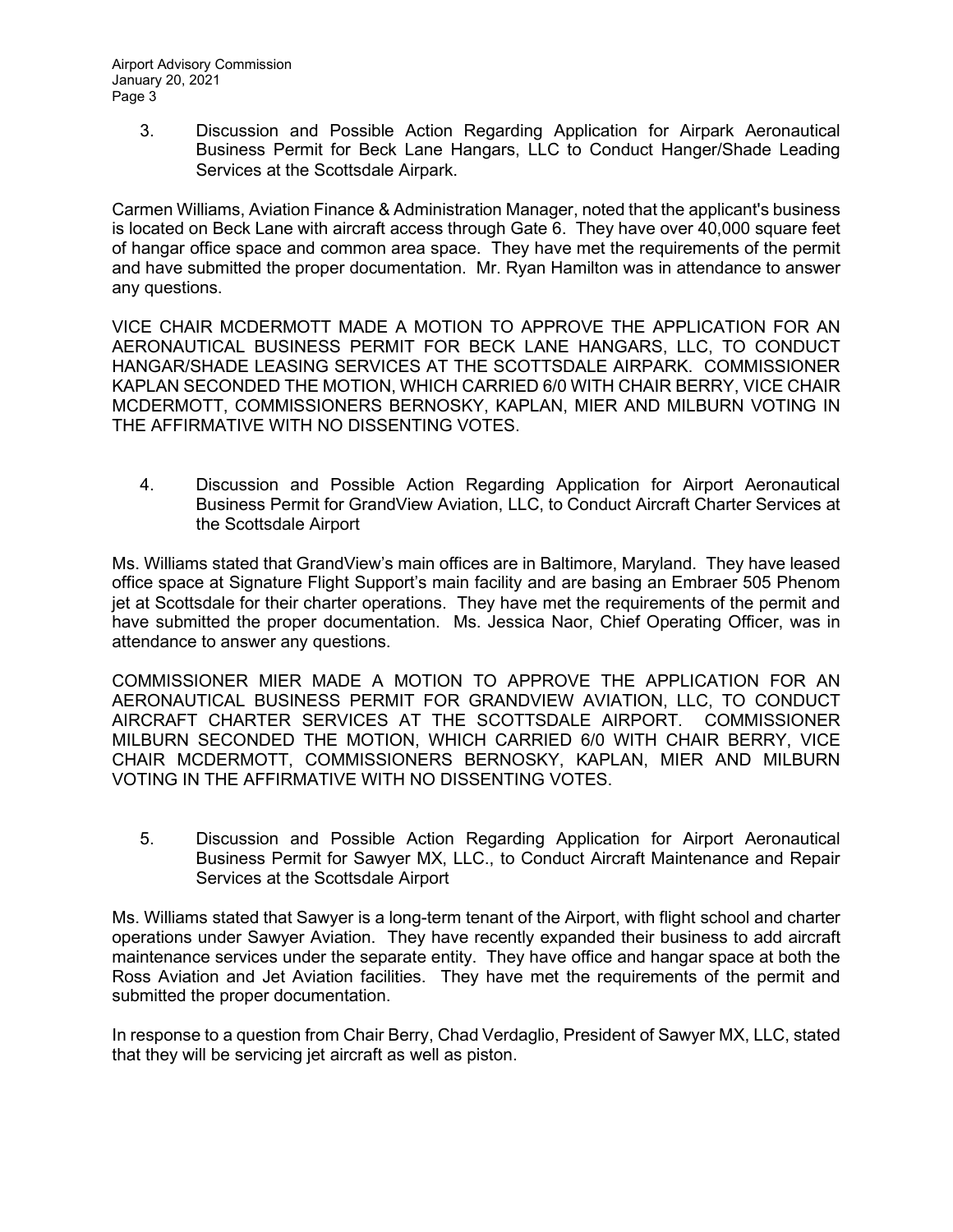3. Discussion and Possible Action Regarding Application for Airpark Aeronautical Business Permit for Beck Lane Hangars, LLC to Conduct Hanger/Shade Leading Services at the Scottsdale Airpark.

Carmen Williams, Aviation Finance & Administration Manager, noted that the applicant's business is located on Beck Lane with aircraft access through Gate 6. They have over 40,000 square feet of hangar office space and common area space. They have met the requirements of the permit and have submitted the proper documentation. Mr. Ryan Hamilton was in attendance to answer any questions.

VICE CHAIR MCDERMOTT MADE A MOTION TO APPROVE THE APPLICATION FOR AN AERONAUTICAL BUSINESS PERMIT FOR BECK LANE HANGARS, LLC, TO CONDUCT HANGAR/SHADE LEASING SERVICES AT THE SCOTTSDALE AIRPARK. COMMISSIONER KAPLAN SECONDED THE MOTION, WHICH CARRIED 6/0 WITH CHAIR BERRY, VICE CHAIR MCDERMOTT, COMMISSIONERS BERNOSKY, KAPLAN, MIER AND MILBURN VOTING IN THE AFFIRMATIVE WITH NO DISSENTING VOTES.

4. Discussion and Possible Action Regarding Application for Airport Aeronautical Business Permit for GrandView Aviation, LLC, to Conduct Aircraft Charter Services at the Scottsdale Airport

Ms. Williams stated that GrandView's main offices are in Baltimore, Maryland. They have leased office space at Signature Flight Support's main facility and are basing an Embraer 505 Phenom jet at Scottsdale for their charter operations. They have met the requirements of the permit and have submitted the proper documentation. Ms. Jessica Naor, Chief Operating Officer, was in attendance to answer any questions.

COMMISSIONER MIER MADE A MOTION TO APPROVE THE APPLICATION FOR AN AERONAUTICAL BUSINESS PERMIT FOR GRANDVIEW AVIATION, LLC, TO CONDUCT AIRCRAFT CHARTER SERVICES AT THE SCOTTSDALE AIRPORT. COMMISSIONER MILBURN SECONDED THE MOTION, WHICH CARRIED 6/0 WITH CHAIR BERRY, VICE CHAIR MCDERMOTT, COMMISSIONERS BERNOSKY, KAPLAN, MIER AND MILBURN VOTING IN THE AFFIRMATIVE WITH NO DISSENTING VOTES.

5. Discussion and Possible Action Regarding Application for Airport Aeronautical Business Permit for Sawyer MX, LLC., to Conduct Aircraft Maintenance and Repair Services at the Scottsdale Airport

Ms. Williams stated that Sawyer is a long-term tenant of the Airport, with flight school and charter operations under Sawyer Aviation. They have recently expanded their business to add aircraft maintenance services under the separate entity. They have office and hangar space at both the Ross Aviation and Jet Aviation facilities. They have met the requirements of the permit and submitted the proper documentation.

In response to a question from Chair Berry, Chad Verdaglio, President of Sawyer MX, LLC, stated that they will be servicing jet aircraft as well as piston.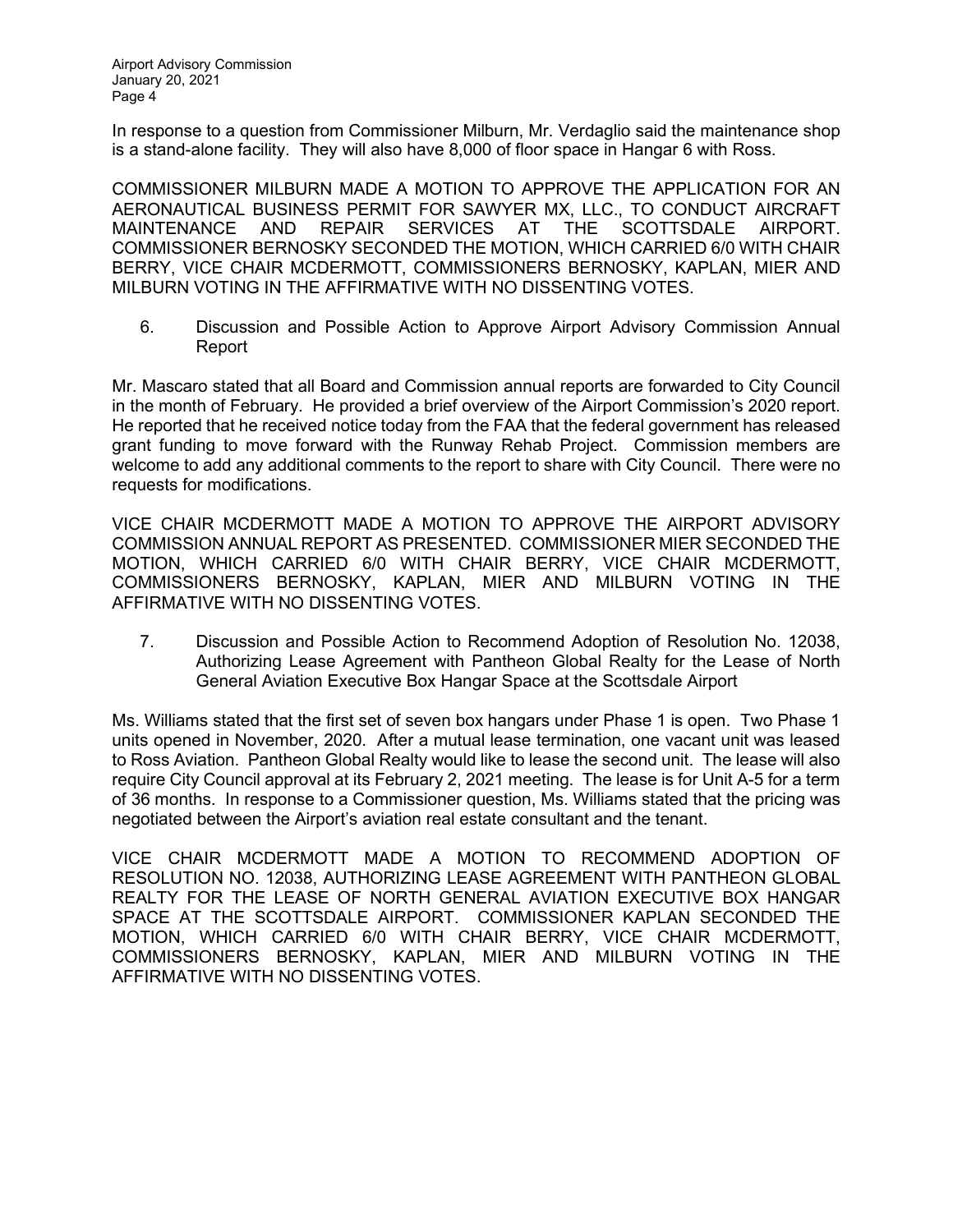In response to a question from Commissioner Milburn, Mr. Verdaglio said the maintenance shop is a stand-alone facility. They will also have 8,000 of floor space in Hangar 6 with Ross.

COMMISSIONER MILBURN MADE A MOTION TO APPROVE THE APPLICATION FOR AN AERONAUTICAL BUSINESS PERMIT FOR SAWYER MX, LLC., TO CONDUCT AIRCRAFT MAINTENANCE AND REPAIR SERVICES AT THE SCOTTSDALE AIRPORT. COMMISSIONER BERNOSKY SECONDED THE MOTION, WHICH CARRIED 6/0 WITH CHAIR BERRY, VICE CHAIR MCDERMOTT, COMMISSIONERS BERNOSKY, KAPLAN, MIER AND MILBURN VOTING IN THE AFFIRMATIVE WITH NO DISSENTING VOTES.

6. Discussion and Possible Action to Approve Airport Advisory Commission Annual Report

Mr. Mascaro stated that all Board and Commission annual reports are forwarded to City Council in the month of February. He provided a brief overview of the Airport Commission's 2020 report. He reported that he received notice today from the FAA that the federal government has released grant funding to move forward with the Runway Rehab Project. Commission members are welcome to add any additional comments to the report to share with City Council. There were no requests for modifications.

VICE CHAIR MCDERMOTT MADE A MOTION TO APPROVE THE AIRPORT ADVISORY COMMISSION ANNUAL REPORT AS PRESENTED. COMMISSIONER MIER SECONDED THE MOTION, WHICH CARRIED 6/0 WITH CHAIR BERRY, VICE CHAIR MCDERMOTT, COMMISSIONERS BERNOSKY, KAPLAN, MIER AND MILBURN VOTING IN THE AFFIRMATIVE WITH NO DISSENTING VOTES.

7. Discussion and Possible Action to Recommend Adoption of Resolution No. 12038, Authorizing Lease Agreement with Pantheon Global Realty for the Lease of North General Aviation Executive Box Hangar Space at the Scottsdale Airport

Ms. Williams stated that the first set of seven box hangars under Phase 1 is open. Two Phase 1 units opened in November, 2020. After a mutual lease termination, one vacant unit was leased to Ross Aviation. Pantheon Global Realty would like to lease the second unit. The lease will also require City Council approval at its February 2, 2021 meeting. The lease is for Unit A-5 for a term of 36 months. In response to a Commissioner question, Ms. Williams stated that the pricing was negotiated between the Airport's aviation real estate consultant and the tenant.

VICE CHAIR MCDERMOTT MADE A MOTION TO RECOMMEND ADOPTION OF RESOLUTION NO. 12038, AUTHORIZING LEASE AGREEMENT WITH PANTHEON GLOBAL REALTY FOR THE LEASE OF NORTH GENERAL AVIATION EXECUTIVE BOX HANGAR SPACE AT THE SCOTTSDALE AIRPORT. COMMISSIONER KAPLAN SECONDED THE MOTION, WHICH CARRIED 6/0 WITH CHAIR BERRY, VICE CHAIR MCDERMOTT, COMMISSIONERS BERNOSKY, KAPLAN, MIER AND MILBURN VOTING IN THE AFFIRMATIVE WITH NO DISSENTING VOTES.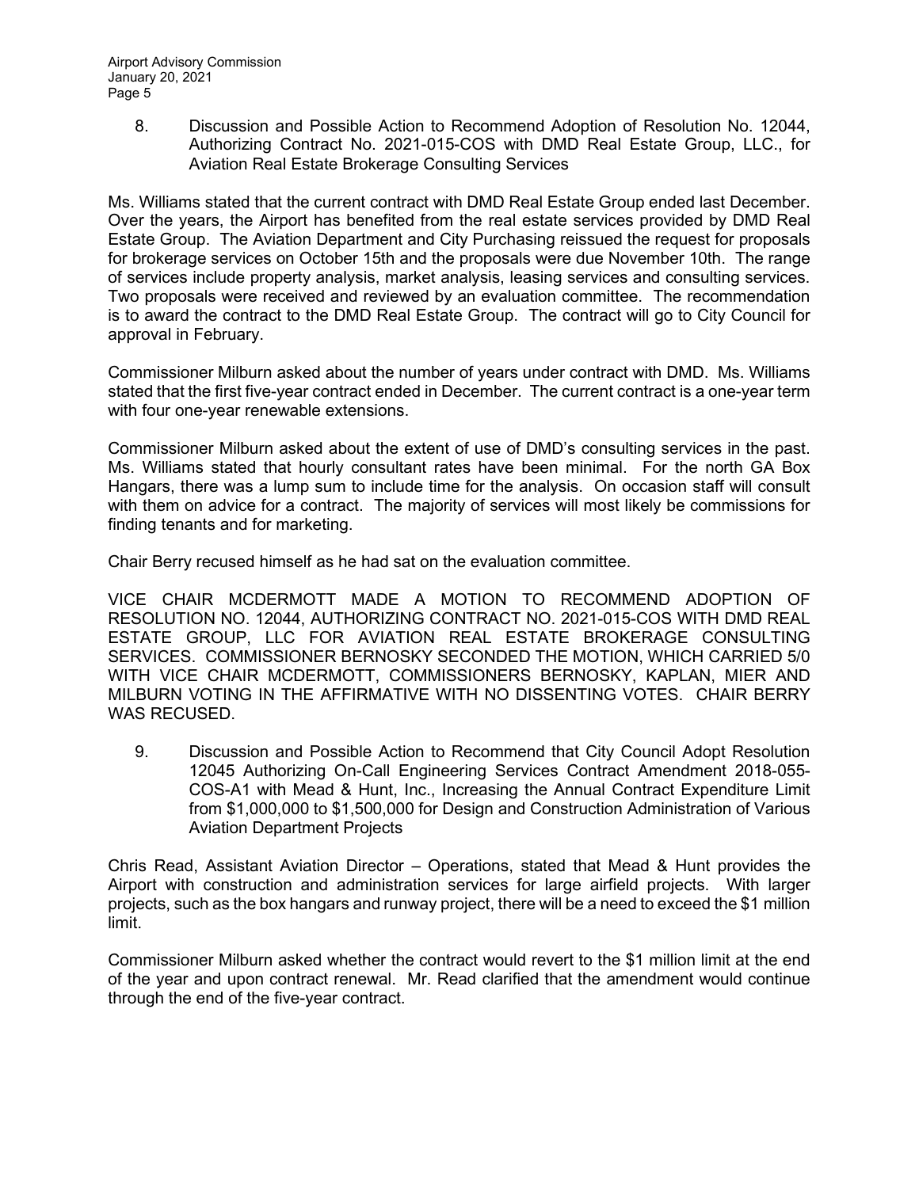8. Discussion and Possible Action to Recommend Adoption of Resolution No. 12044, Authorizing Contract No. 2021-015-COS with DMD Real Estate Group, LLC., for Aviation Real Estate Brokerage Consulting Services

Ms. Williams stated that the current contract with DMD Real Estate Group ended last December. Over the years, the Airport has benefited from the real estate services provided by DMD Real Estate Group. The Aviation Department and City Purchasing reissued the request for proposals for brokerage services on October 15th and the proposals were due November 10th. The range of services include property analysis, market analysis, leasing services and consulting services. Two proposals were received and reviewed by an evaluation committee. The recommendation is to award the contract to the DMD Real Estate Group. The contract will go to City Council for approval in February.

Commissioner Milburn asked about the number of years under contract with DMD. Ms. Williams stated that the first five-year contract ended in December. The current contract is a one-year term with four one-year renewable extensions.

Commissioner Milburn asked about the extent of use of DMD's consulting services in the past. Ms. Williams stated that hourly consultant rates have been minimal. For the north GA Box Hangars, there was a lump sum to include time for the analysis. On occasion staff will consult with them on advice for a contract. The majority of services will most likely be commissions for finding tenants and for marketing.

Chair Berry recused himself as he had sat on the evaluation committee.

VICE CHAIR MCDERMOTT MADE A MOTION TO RECOMMEND ADOPTION OF RESOLUTION NO. 12044, AUTHORIZING CONTRACT NO. 2021-015-COS WITH DMD REAL ESTATE GROUP, LLC FOR AVIATION REAL ESTATE BROKERAGE CONSULTING SERVICES. COMMISSIONER BERNOSKY SECONDED THE MOTION, WHICH CARRIED 5/0 WITH VICE CHAIR MCDERMOTT, COMMISSIONERS BERNOSKY, KAPLAN, MIER AND MILBURN VOTING IN THE AFFIRMATIVE WITH NO DISSENTING VOTES. CHAIR BERRY WAS RECUSED.

9. Discussion and Possible Action to Recommend that City Council Adopt Resolution 12045 Authorizing On-Call Engineering Services Contract Amendment 2018-055-COS-A1 with Mead & Hunt, Inc., Increasing the Annual Contract Expenditure Limit from $1,000,000 to $1,500,000 for Design and Construction Administration of Various Aviation Department Projects

Chris Read, Assistant Aviation Director – Operations, stated that Mead & Hunt provides the Airport with construction and administration services for large airfield projects. With larger projects, such as the box hangars and runway project, there will be a need to exceed the $1 million limit.

Commissioner Milburn asked whether the contract would revert to the $1 million limit at the end of the year and upon contract renewal. Mr. Read clarified that the amendment would continue through the end of the five-year contract.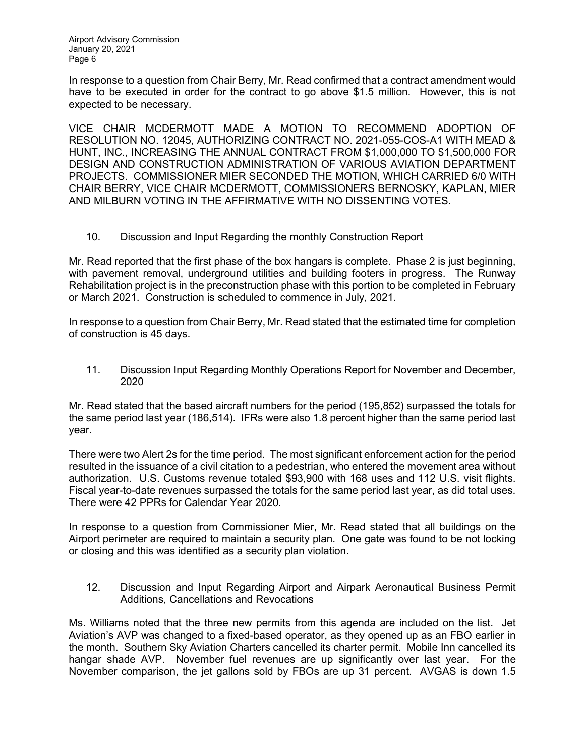In response to a question from Chair Berry, Mr. Read confirmed that a contract amendment would have to be executed in order for the contract to go above $1.5 million. However, this is not expected to be necessary.

VICE CHAIR MCDERMOTT MADE A MOTION TO RECOMMEND ADOPTION OF RESOLUTION NO. 12045, AUTHORIZING CONTRACT NO. 2021-055-COS-A1 WITH MEAD & HUNT, INC., INCREASING THE ANNUAL CONTRACT FROM $1,000,000 TO $1,500,000 FOR DESIGN AND CONSTRUCTION ADMINISTRATION OF VARIOUS AVIATION DEPARTMENT PROJECTS. COMMISSIONER MIER SECONDED THE MOTION, WHICH CARRIED 6/0 WITH CHAIR BERRY, VICE CHAIR MCDERMOTT, COMMISSIONERS BERNOSKY, KAPLAN, MIER AND MILBURN VOTING IN THE AFFIRMATIVE WITH NO DISSENTING VOTES.

10. Discussion and Input Regarding the monthly Construction Report

Mr. Read reported that the first phase of the box hangars is complete. Phase 2 is just beginning, with pavement removal, underground utilities and building footers in progress. The Runway Rehabilitation project is in the preconstruction phase with this portion to be completed in February or March 2021. Construction is scheduled to commence in July, 2021.

In response to a question from Chair Berry, Mr. Read stated that the estimated time for completion of construction is 45 days.

11. Discussion Input Regarding Monthly Operations Report for November and December, 2020

Mr. Read stated that the based aircraft numbers for the period (195,852) surpassed the totals for the same period last year (186,514). IFRs were also 1.8 percent higher than the same period last year.

There were two Alert 2s for the time period. The most significant enforcement action for the period resulted in the issuance of a civil citation to a pedestrian, who entered the movement area without authorization. U.S. Customs revenue totaled $93,900 with 168 uses and 112 U.S. visit flights. Fiscal year-to-date revenues surpassed the totals for the same period last year, as did total uses. There were 42 PPRs for Calendar Year 2020.

In response to a question from Commissioner Mier, Mr. Read stated that all buildings on the Airport perimeter are required to maintain a security plan. One gate was found to be not locking or closing and this was identified as a security plan violation.

12. Discussion and Input Regarding Airport and Airpark Aeronautical Business Permit Additions, Cancellations and Revocations

Ms. Williams noted that the three new permits from this agenda are included on the list. Jet Aviation's AVP was changed to a fixed-based operator, as they opened up as an FBO earlier in the month. Southern Sky Aviation Charters cancelled its charter permit. Mobile Inn cancelled its hangar shade AVP. November fuel revenues are up significantly over last year. For the November comparison, the jet gallons sold by FBOs are up 31 percent. AVGAS is down 1.5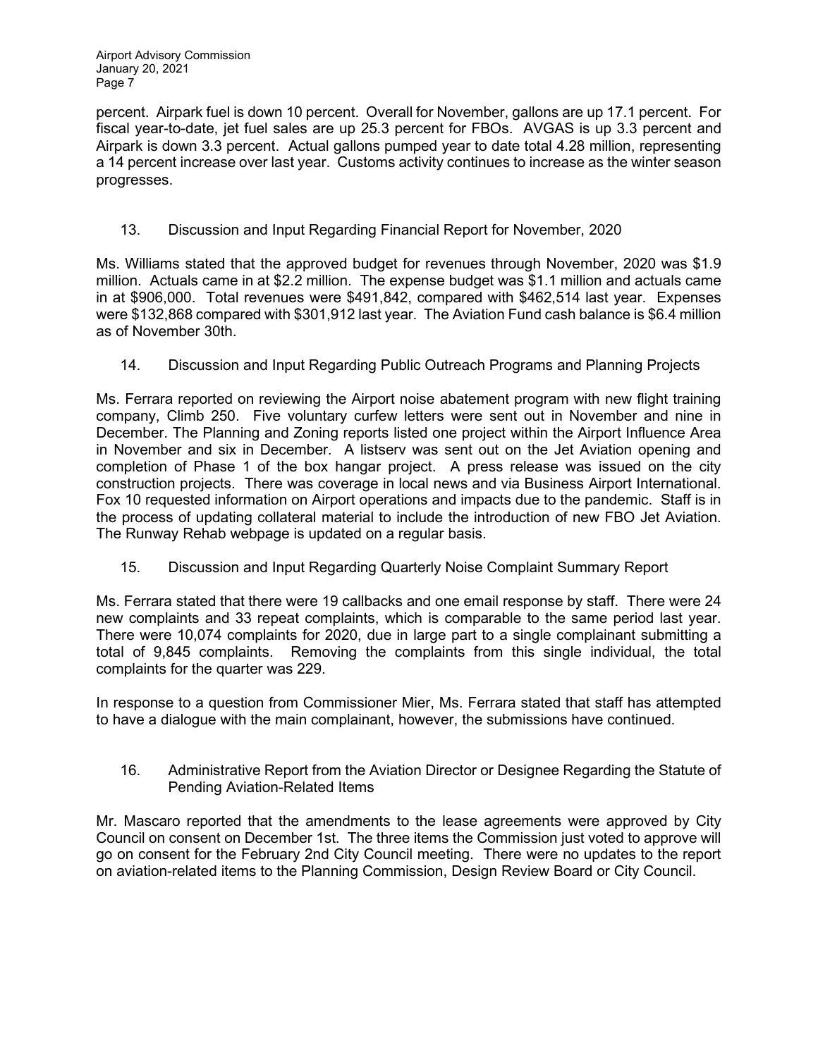percent. Airpark fuel is down 10 percent. Overall for November, gallons are up 17.1 percent. For fiscal year-to-date, jet fuel sales are up 25.3 percent for FBOs. AVGAS is up 3.3 percent and Airpark is down 3.3 percent. Actual gallons pumped year to date total 4.28 million, representing a 14 percent increase over last year. Customs activity continues to increase as the winter season progresses.

13. Discussion and Input Regarding Financial Report for November, 2020

Ms. Williams stated that the approved budget for revenues through November, 2020 was $1.9 million. Actuals came in at $2.2 million. The expense budget was $1.1 million and actuals came in at $906,000. Total revenues were $491,842, compared with $462,514 last year. Expenses were $132,868 compared with $301,912 last year. The Aviation Fund cash balance is $6.4 million as of November 30th.

14. Discussion and Input Regarding Public Outreach Programs and Planning Projects

Ms. Ferrara reported on reviewing the Airport noise abatement program with new flight training company, Climb 250. Five voluntary curfew letters were sent out in November and nine in December. The Planning and Zoning reports listed one project within the Airport Influence Area in November and six in December. A listserv was sent out on the Jet Aviation opening and completion of Phase 1 of the box hangar project. A press release was issued on the city construction projects. There was coverage in local news and via Business Airport International. Fox 10 requested information on Airport operations and impacts due to the pandemic. Staff is in the process of updating collateral material to include the introduction of new FBO Jet Aviation. The Runway Rehab webpage is updated on a regular basis.

15. Discussion and Input Regarding Quarterly Noise Complaint Summary Report

Ms. Ferrara stated that there were 19 callbacks and one email response by staff. There were 24 new complaints and 33 repeat complaints, which is comparable to the same period last year. There were 10,074 complaints for 2020, due in large part to a single complainant submitting a total of 9,845 complaints. Removing the complaints from this single individual, the total complaints for the quarter was 229.

In response to a question from Commissioner Mier, Ms. Ferrara stated that staff has attempted to have a dialogue with the main complainant, however, the submissions have continued.

16. Administrative Report from the Aviation Director or Designee Regarding the Statute of Pending Aviation-Related Items

Mr. Mascaro reported that the amendments to the lease agreements were approved by City Council on consent on December 1st. The three items the Commission just voted to approve will go on consent for the February 2nd City Council meeting. There were no updates to the report on aviation-related items to the Planning Commission, Design Review Board or City Council.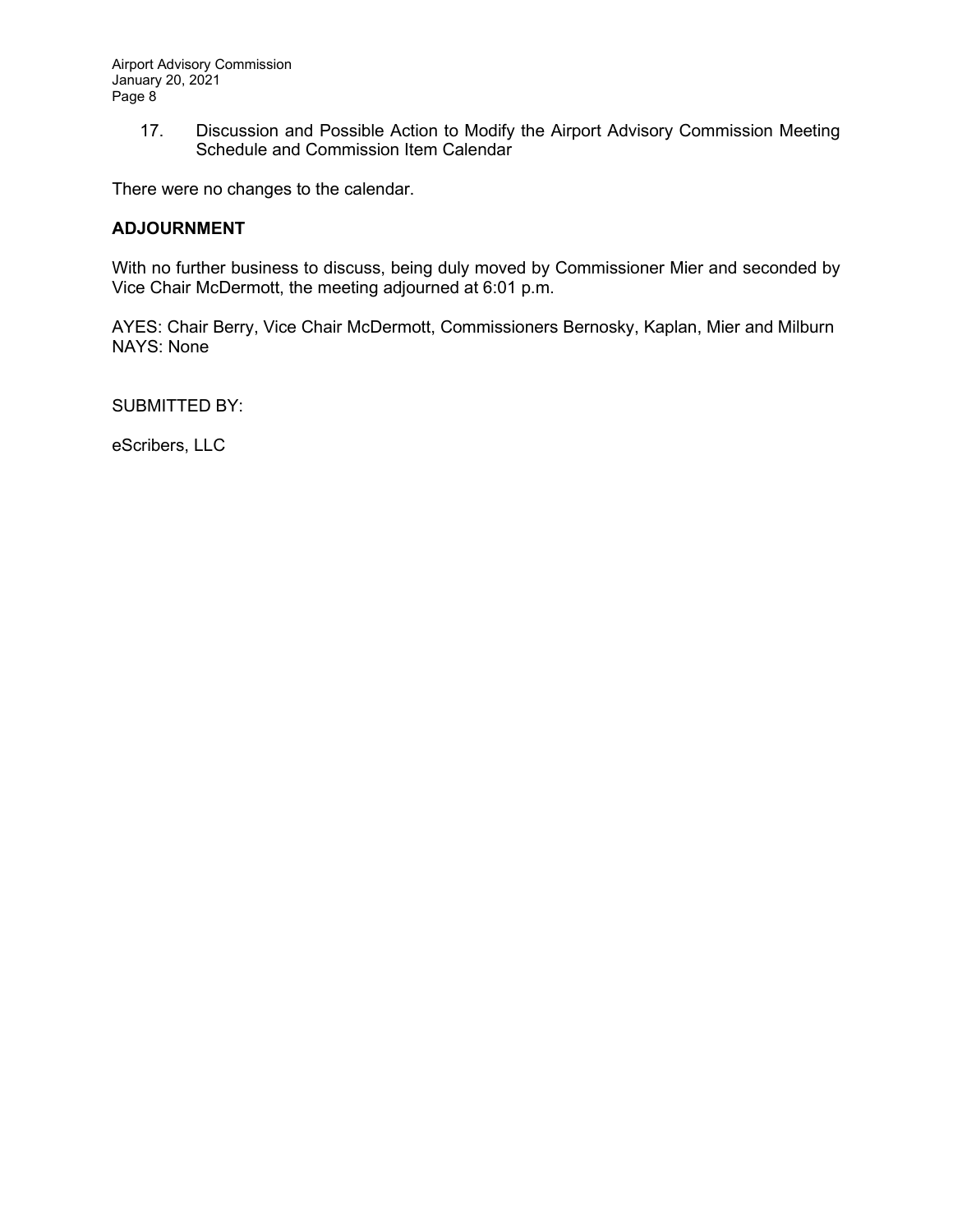17. Discussion and Possible Action to Modify the Airport Advisory Commission Meeting Schedule and Commission Item Calendar

There were no changes to the calendar.

**ADJOURNMENT**

With no further business to discuss, being duly moved by Commissioner Mier and seconded by Vice Chair McDermott, the meeting adjourned at 6:01 p.m.

AYES: Chair Berry, Vice Chair McDermott, Commissioners Bernosky, Kaplan, Mier and Milburn
NAYS: None

SUBMITTED BY:

eScribers, LLC